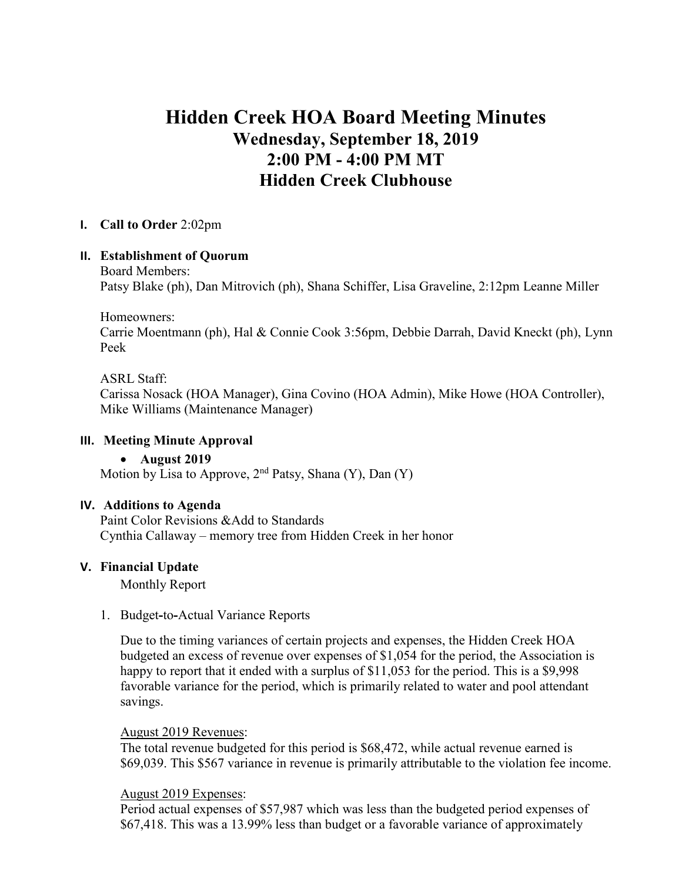# Hidden Creek HOA Board Meeting Minutes

## Wednesday, September 18, 2019
## 2:00 PM - 4:00 PM MT
## Hidden Creek Clubhouse

**I. Call to Order** 2:02pm

**II. Establishment of Quorum**

Board Members:
Patsy Blake (ph), Dan Mitrovich (ph), Shana Schiffer, Lisa Graveline, 2:12pm Leanne Miller

Homeowners:
Carrie Moentmann (ph), Hal & Connie Cook 3:56pm, Debbie Darrah, David Kneckt (ph), Lynn Peek

ASRL Staff:
Carissa Nosack (HOA Manager), Gina Covino (HOA Admin), Mike Howe (HOA Controller), Mike Williams (Maintenance Manager)

**III. Meeting Minute Approval**

- **August 2019**

Motion by Lisa to Approve, 2nd Patsy, Shana (Y), Dan (Y)

**IV. Additions to Agenda**

Paint Color Revisions &Add to Standards
Cynthia Callaway – memory tree from Hidden Creek in her honor

**V. Financial Update**

Monthly Report

1. Budget-to-Actual Variance Reports

   Due to the timing variances of certain projects and expenses, the Hidden Creek HOA budgeted an excess of revenue over expenses of $1,054 for the period, the Association is happy to report that it ended with a surplus of $11,053 for the period. This is a $9,998 favorable variance for the period, which is primarily related to water and pool attendant savings.

   August 2019 Revenues:
   The total revenue budgeted for this period is $68,472, while actual revenue earned is $69,039. This $567 variance in revenue is primarily attributable to the violation fee income.

   August 2019 Expenses:
   Period actual expenses of $57,987 which was less than the budgeted period expenses of $67,418. This was a 13.99% less than budget or a favorable variance of approximately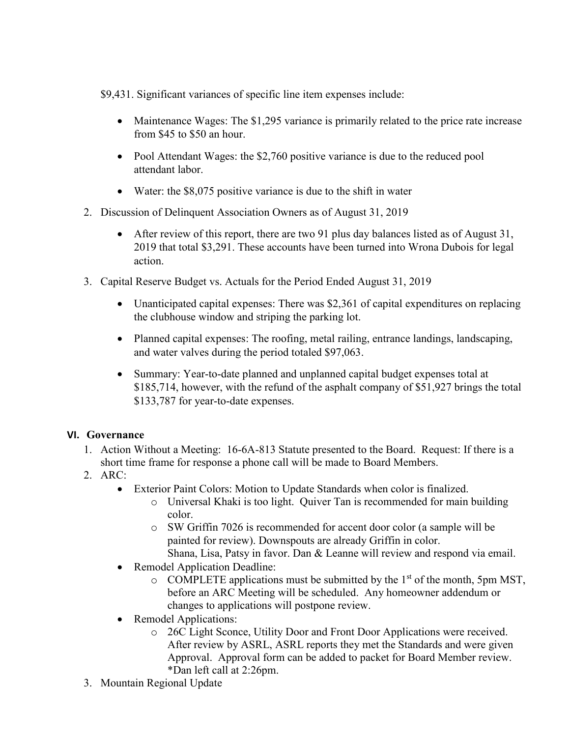$9,431. Significant variances of specific line item expenses include:

- Maintenance Wages: The $1,295 variance is primarily related to the price rate increase from $45 to $50 an hour.
- Pool Attendant Wages: the $2,760 positive variance is due to the reduced pool attendant labor.
- Water: the $8,075 positive variance is due to the shift in water

2. Discussion of Delinquent Association Owners as of August 31, 2019
   - After review of this report, there are two 91 plus day balances listed as of August 31, 2019 that total $3,291. These accounts have been turned into Wrona Dubois for legal action.
3. Capital Reserve Budget vs. Actuals for the Period Ended August 31, 2019
   - Unanticipated capital expenses: There was $2,361 of capital expenditures on replacing the clubhouse window and striping the parking lot.
   - Planned capital expenses: The roofing, metal railing, entrance landings, landscaping, and water valves during the period totaled $97,063.
   - Summary: Year-to-date planned and unplanned capital budget expenses total at $185,714, however, with the refund of the asphalt company of $51,927 brings the total $133,787 for year-to-date expenses.

## VI. Governance

1. Action Without a Meeting: 16-6A-813 Statute presented to the Board. Request: If there is a short time frame for response a phone call will be made to Board Members.
2. ARC:
   - Exterior Paint Colors: Motion to Update Standards when color is finalized.
     - Universal Khaki is too light. Quiver Tan is recommended for main building color.
     - SW Griffin 7026 is recommended for accent door color (a sample will be painted for review). Downspouts are already Griffin in color.
       Shana, Lisa, Patsy in favor. Dan & Leanne will review and respond via email.
   - Remodel Application Deadline:
     - COMPLETE applications must be submitted by the 1st of the month, 5pm MST, before an ARC Meeting will be scheduled. Any homeowner addendum or changes to applications will postpone review.
   - Remodel Applications:
     - 26C Light Sconce, Utility Door and Front Door Applications were received. After review by ASRL, ASRL reports they met the Standards and were given Approval. Approval form can be added to packet for Board Member review.
       *Dan left call at 2:26pm.
3. Mountain Regional Update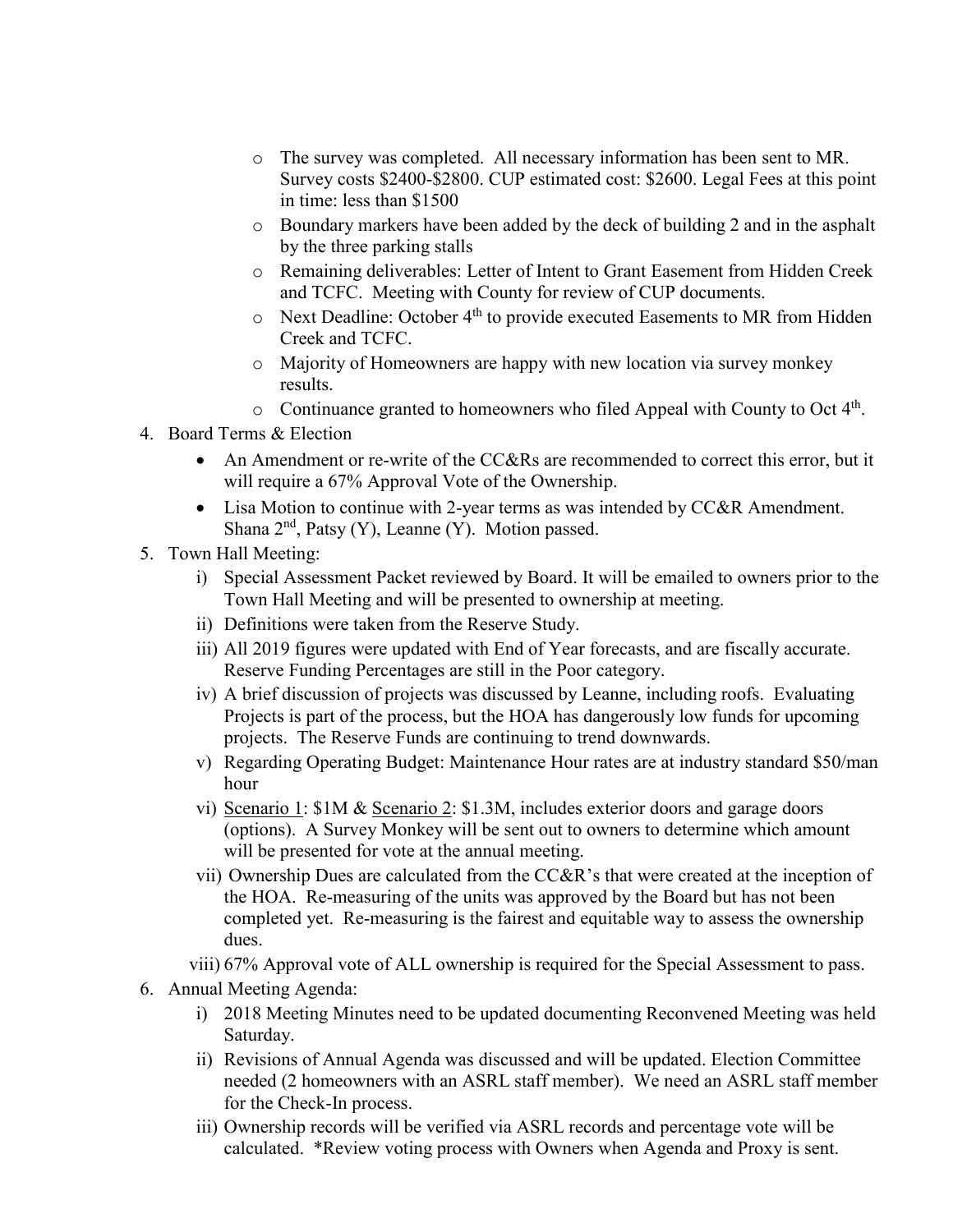- The survey was completed. All necessary information has been sent to MR. Survey costs $2400-$2800. CUP estimated cost: $2600. Legal Fees at this point in time: less than $1500
- Boundary markers have been added by the deck of building 2 and in the asphalt by the three parking stalls
- Remaining deliverables: Letter of Intent to Grant Easement from Hidden Creek and TCFC. Meeting with County for review of CUP documents.
- Next Deadline: October 4th to provide executed Easements to MR from Hidden Creek and TCFC.
- Majority of Homeowners are happy with new location via survey monkey results.
- Continuance granted to homeowners who filed Appeal with County to Oct 4th.

4. Board Terms & Election
   - An Amendment or re-write of the CC&Rs are recommended to correct this error, but it will require a 67% Approval Vote of the Ownership.
   - Lisa Motion to continue with 2-year terms as was intended by CC&R Amendment. Shana 2nd, Patsy (Y), Leanne (Y). Motion passed.
5. Town Hall Meeting:
   i) Special Assessment Packet reviewed by Board. It will be emailed to owners prior to the Town Hall Meeting and will be presented to ownership at meeting.
   ii) Definitions were taken from the Reserve Study.
   iii) All 2019 figures were updated with End of Year forecasts, and are fiscally accurate. Reserve Funding Percentages are still in the Poor category.
   iv) A brief discussion of projects was discussed by Leanne, including roofs. Evaluating Projects is part of the process, but the HOA has dangerously low funds for upcoming projects. The Reserve Funds are continuing to trend downwards.
   v) Regarding Operating Budget: Maintenance Hour rates are at industry standard $50/man hour
   vi) Scenario 1: $1M & Scenario 2: $1.3M, includes exterior doors and garage doors (options). A Survey Monkey will be sent out to owners to determine which amount will be presented for vote at the annual meeting.
   vii) Ownership Dues are calculated from the CC&R's that were created at the inception of the HOA. Re-measuring of the units was approved by the Board but has not been completed yet. Re-measuring is the fairest and equitable way to assess the ownership dues.
   viii) 67% Approval vote of ALL ownership is required for the Special Assessment to pass.
6. Annual Meeting Agenda:
   i) 2018 Meeting Minutes need to be updated documenting Reconvened Meeting was held Saturday.
   ii) Revisions of Annual Agenda was discussed and will be updated. Election Committee needed (2 homeowners with an ASRL staff member). We need an ASRL staff member for the Check-In process.
   iii) Ownership records will be verified via ASRL records and percentage vote will be calculated. *Review voting process with Owners when Agenda and Proxy is sent.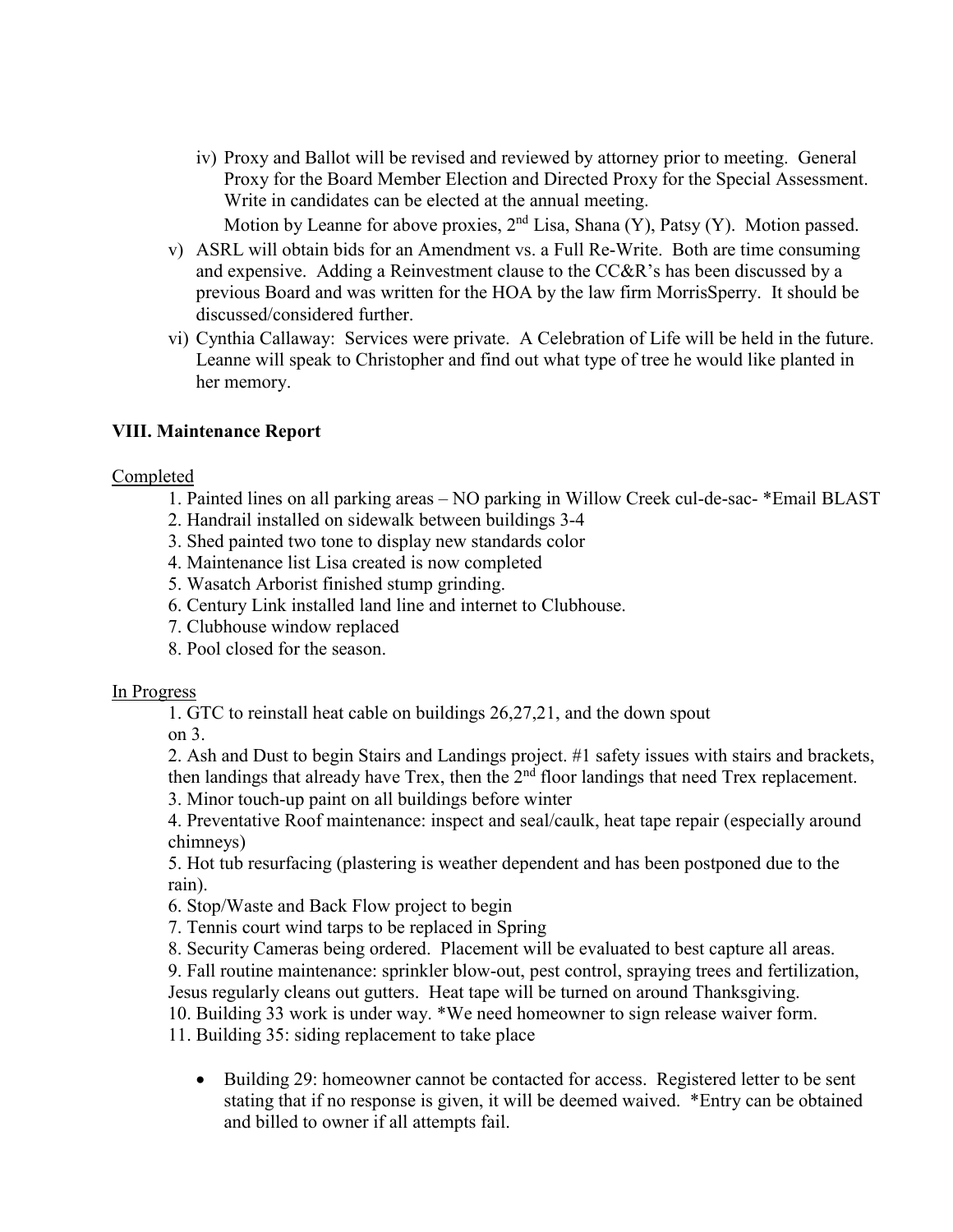iv) Proxy and Ballot will be revised and reviewed by attorney prior to meeting. General Proxy for the Board Member Election and Directed Proxy for the Special Assessment. Write in candidates can be elected at the annual meeting.
   Motion by Leanne for above proxies, 2nd Lisa, Shana (Y), Patsy (Y). Motion passed.

v) ASRL will obtain bids for an Amendment vs. a Full Re-Write. Both are time consuming and expensive. Adding a Reinvestment clause to the CC&R's has been discussed by a previous Board and was written for the HOA by the law firm MorrisSperry. It should be discussed/considered further.

vi) Cynthia Callaway: Services were private. A Celebration of Life will be held in the future. Leanne will speak to Christopher and find out what type of tree he would like planted in her memory.

**VIII. Maintenance Report**

Completed

1. Painted lines on all parking areas – NO parking in Willow Creek cul-de-sac- *Email BLAST
2. Handrail installed on sidewalk between buildings 3-4
3. Shed painted two tone to display new standards color
4. Maintenance list Lisa created is now completed
5. Wasatch Arborist finished stump grinding.
6. Century Link installed land line and internet to Clubhouse.
7. Clubhouse window replaced
8. Pool closed for the season.

In Progress

1. GTC to reinstall heat cable on buildings 26,27,21, and the down spout on 3.
2. Ash and Dust to begin Stairs and Landings project. #1 safety issues with stairs and brackets, then landings that already have Trex, then the 2nd floor landings that need Trex replacement.
3. Minor touch-up paint on all buildings before winter
4. Preventative Roof maintenance: inspect and seal/caulk, heat tape repair (especially around chimneys)
5. Hot tub resurfacing (plastering is weather dependent and has been postponed due to the rain).
6. Stop/Waste and Back Flow project to begin
7. Tennis court wind tarps to be replaced in Spring
8. Security Cameras being ordered. Placement will be evaluated to best capture all areas.
9. Fall routine maintenance: sprinkler blow-out, pest control, spraying trees and fertilization, Jesus regularly cleans out gutters. Heat tape will be turned on around Thanksgiving.
10. Building 33 work is under way. *We need homeowner to sign release waiver form.
11. Building 35: siding replacement to take place

- Building 29: homeowner cannot be contacted for access. Registered letter to be sent stating that if no response is given, it will be deemed waived. *Entry can be obtained and billed to owner if all attempts fail.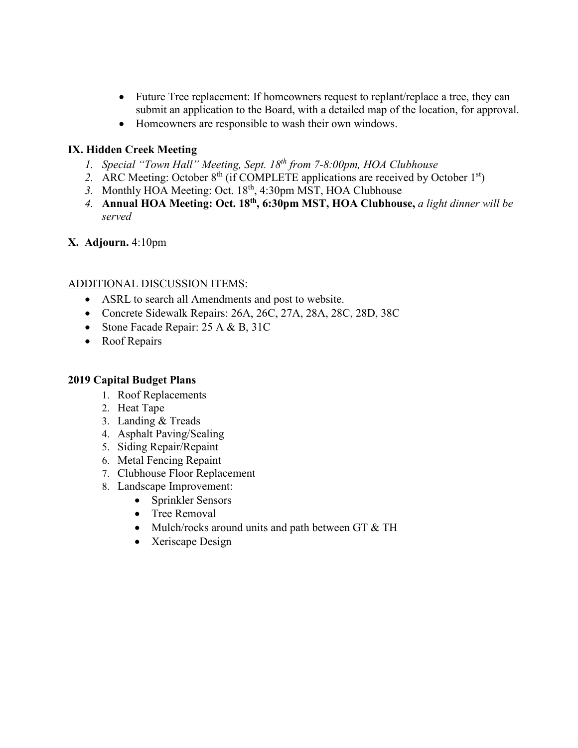- Future Tree replacement: If homeowners request to replant/replace a tree, they can submit an application to the Board, with a detailed map of the location, for approval.
- Homeowners are responsible to wash their own windows.

**IX. Hidden Creek Meeting**

1. *Special "Town Hall" Meeting, Sept. 18th from 7-8:00pm, HOA Clubhouse*
2. ARC Meeting: October 8th (if COMPLETE applications are received by October 1st)
3. Monthly HOA Meeting: Oct. 18th, 4:30pm MST, HOA Clubhouse
4. **Annual HOA Meeting: Oct. 18th, 6:30pm MST, HOA Clubhouse,** *a light dinner will be served*

**X. Adjourn.** 4:10pm

ADDITIONAL DISCUSSION ITEMS:

- ASRL to search all Amendments and post to website.
- Concrete Sidewalk Repairs: 26A, 26C, 27A, 28A, 28C, 28D, 38C
- Stone Facade Repair: 25 A & B, 31C
- Roof Repairs

**2019 Capital Budget Plans**

1. Roof Replacements
2. Heat Tape
3. Landing & Treads
4. Asphalt Paving/Sealing
5. Siding Repair/Repaint
6. Metal Fencing Repaint
7. Clubhouse Floor Replacement
8. Landscape Improvement:
   - Sprinkler Sensors
   - Tree Removal
   - Mulch/rocks around units and path between GT & TH
   - Xeriscape Design